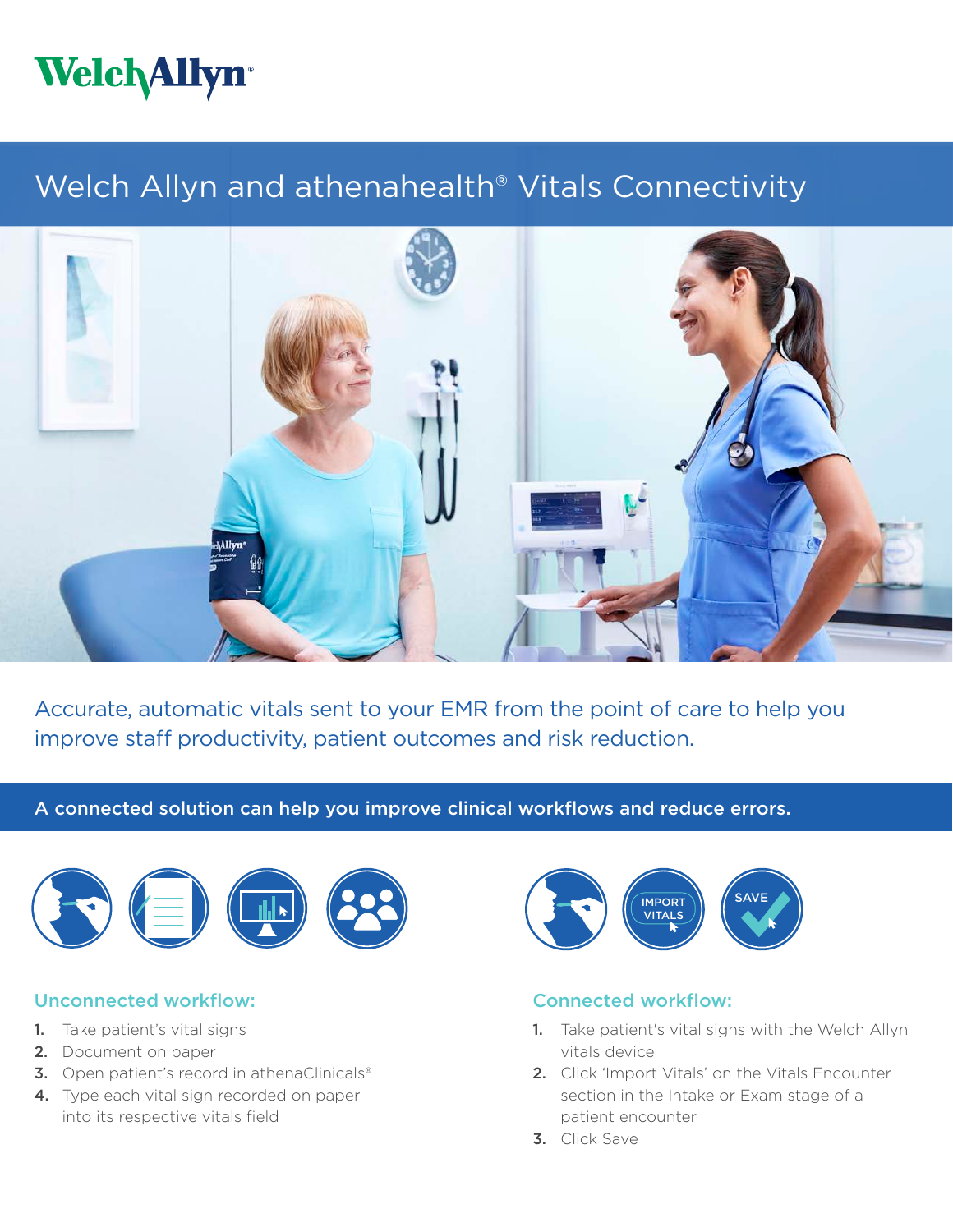WelchAllyn®

# Welch Allyn and athenahealth® Vitals Connectivity

Accurate, automatic vitals sent to your EMR from the point of care to help you improve staff productivity, patient outcomes and risk reduction.

**A connected solution can help you improve clinical workflows and reduce errors.**

## Unconnected workflow:

1. Take patient's vital signs
2. Document on paper
3. Open patient's record in athenaClinicals®
4. Type each vital sign recorded on paper into its respective vitals field

## Connected workflow:

1. Take patient's vital signs with the Welch Allyn vitals device
2. Click 'Import Vitals' on the Vitals Encounter section in the Intake or Exam stage of a patient encounter
3. Click Save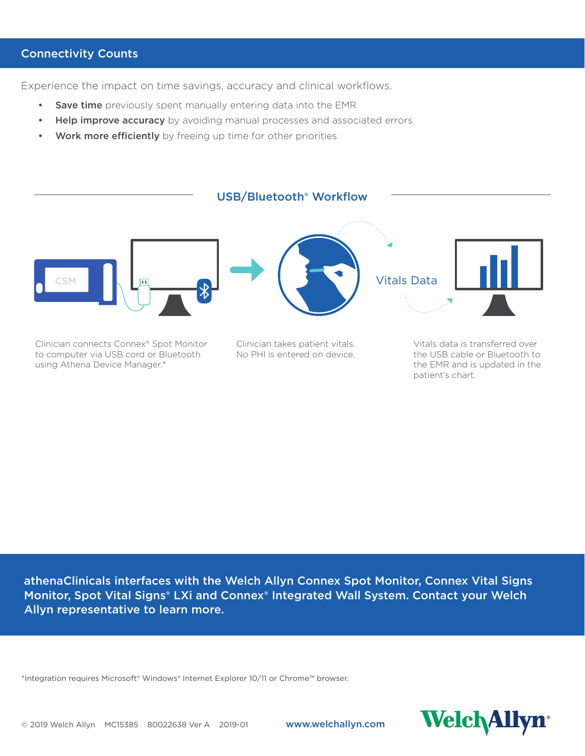## Connectivity Counts

Experience the impact on time savings, accuracy and clinical workflows.

- **Save time** previously spent manually entering data into the EMR
- **Help improve accuracy** by avoiding manual processes and associated errors
- **Work more efficiently** by freeing up time for other priorities

### USB/Bluetooth® Workflow

CSM

Vitals Data

Clinician connects Connex® Spot Monitor to computer via USB cord or Bluetooth using Athena Device Manager.*

Clinician takes patient vitals. No PHI is entered on device.

Vitals data is transferred over the USB cable or Bluetooth to the EMR and is updated in the patient's chart.

**athenaClinicals interfaces with the Welch Allyn Connex Spot Monitor, Connex Vital Signs Monitor, Spot Vital Signs® LXi and Connex® Integrated Wall System. Contact your Welch Allyn representative to learn more.**

*Integration requires Microsoft® Windows® Internet Explorer 10/11 or Chrome™ browser.

© 2019 Welch Allyn MC15385 80022638 Ver A 2019-01 www.welchallyn.com

Welch Allyn®